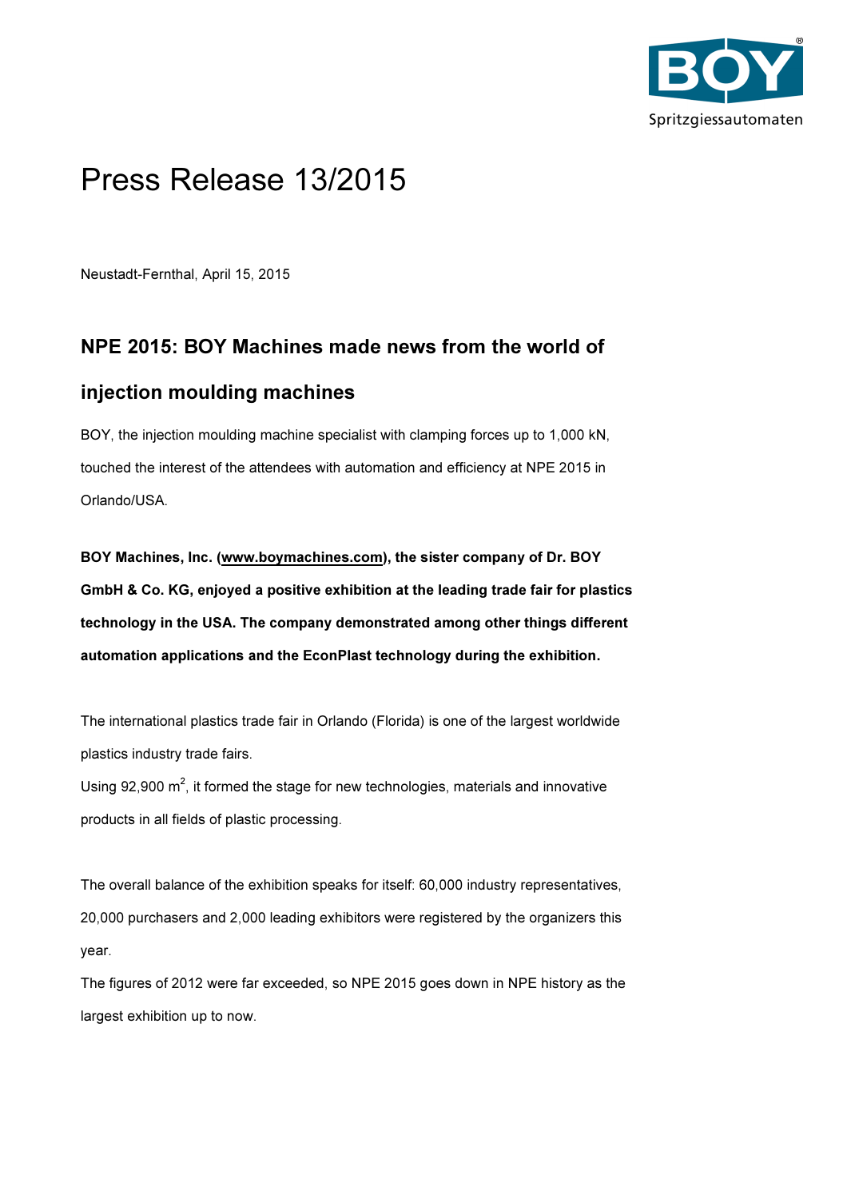# Press Release 13/2015

Neustadt-Fernthal, April 15, 2015

## NPE 2015: BOY Machines made news from the world of injection moulding machines

BOY, the injection moulding machine specialist with clamping forces up to 1,000 kN, touched the interest of the attendees with automation and efficiency at NPE 2015 in Orlando/USA.

**BOY Machines, Inc. (www.boymachines.com), the sister company of Dr. BOY GmbH & Co. KG, enjoyed a positive exhibition at the leading trade fair for plastics technology in the USA. The company demonstrated among other things different automation applications and the EconPlast technology during the exhibition.**

The international plastics trade fair in Orlando (Florida) is one of the largest worldwide plastics industry trade fairs.
Using 92,900 $m^2$, it formed the stage for new technologies, materials and innovative products in all fields of plastic processing.

The overall balance of the exhibition speaks for itself: 60,000 industry representatives, 20,000 purchasers and 2,000 leading exhibitors were registered by the organizers this year.
The figures of 2012 were far exceeded, so NPE 2015 goes down in NPE history as the largest exhibition up to now.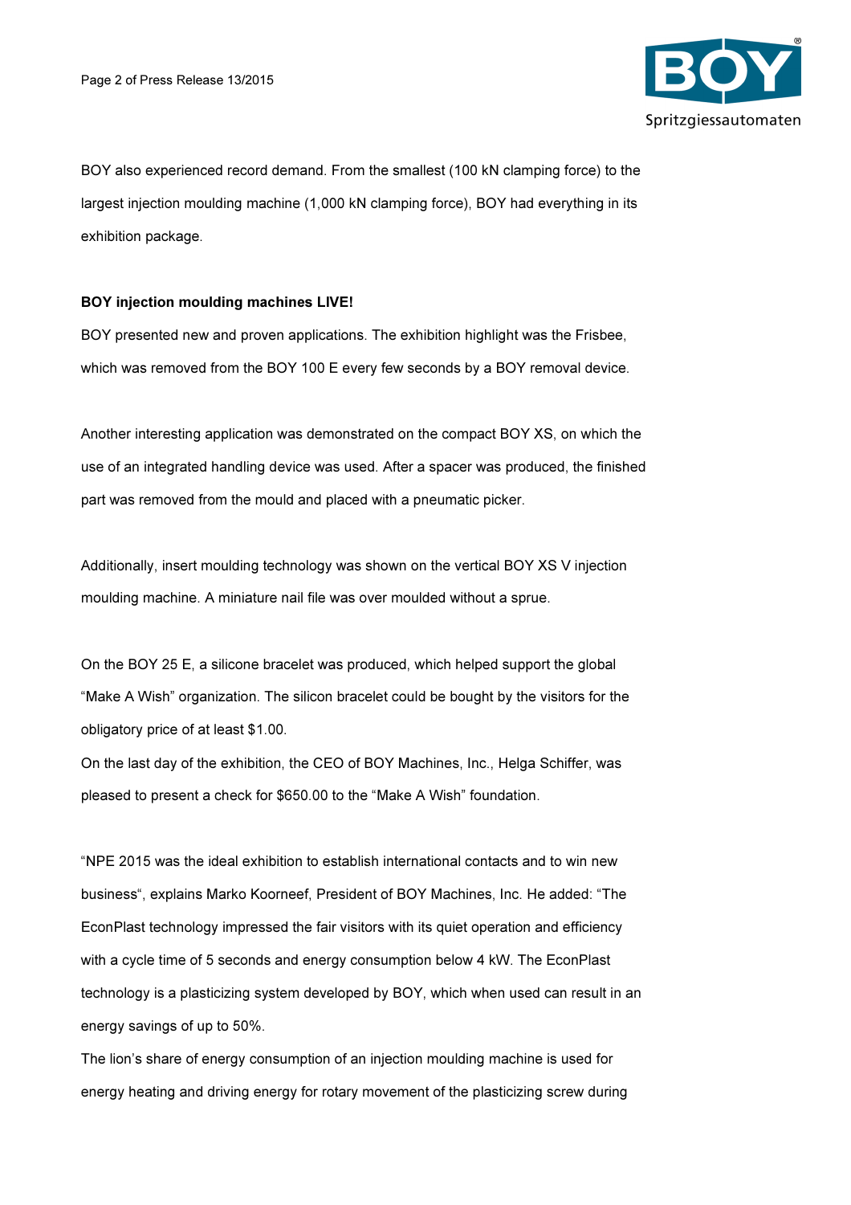BOY also experienced record demand. From the smallest (100 kN clamping force) to the largest injection moulding machine (1,000 kN clamping force), BOY had everything in its exhibition package.

**BOY injection moulding machines LIVE!**

BOY presented new and proven applications. The exhibition highlight was the Frisbee, which was removed from the BOY 100 E every few seconds by a BOY removal device.

Another interesting application was demonstrated on the compact BOY XS, on which the use of an integrated handling device was used. After a spacer was produced, the finished part was removed from the mould and placed with a pneumatic picker.

Additionally, insert moulding technology was shown on the vertical BOY XS V injection moulding machine. A miniature nail file was over moulded without a sprue.

On the BOY 25 E, a silicone bracelet was produced, which helped support the global "Make A Wish" organization. The silicon bracelet could be bought by the visitors for the obligatory price of at least $1.00.
On the last day of the exhibition, the CEO of BOY Machines, Inc., Helga Schiffer, was pleased to present a check for $650.00 to the "Make A Wish" foundation.

"NPE 2015 was the ideal exhibition to establish international contacts and to win new business", explains Marko Koorneef, President of BOY Machines, Inc. He added: "The EconPlast technology impressed the fair visitors with its quiet operation and efficiency with a cycle time of 5 seconds and energy consumption below 4 kW. The EconPlast technology is a plasticizing system developed by BOY, which when used can result in an energy savings of up to 50%.
The lion's share of energy consumption of an injection moulding machine is used for energy heating and driving energy for rotary movement of the plasticizing screw during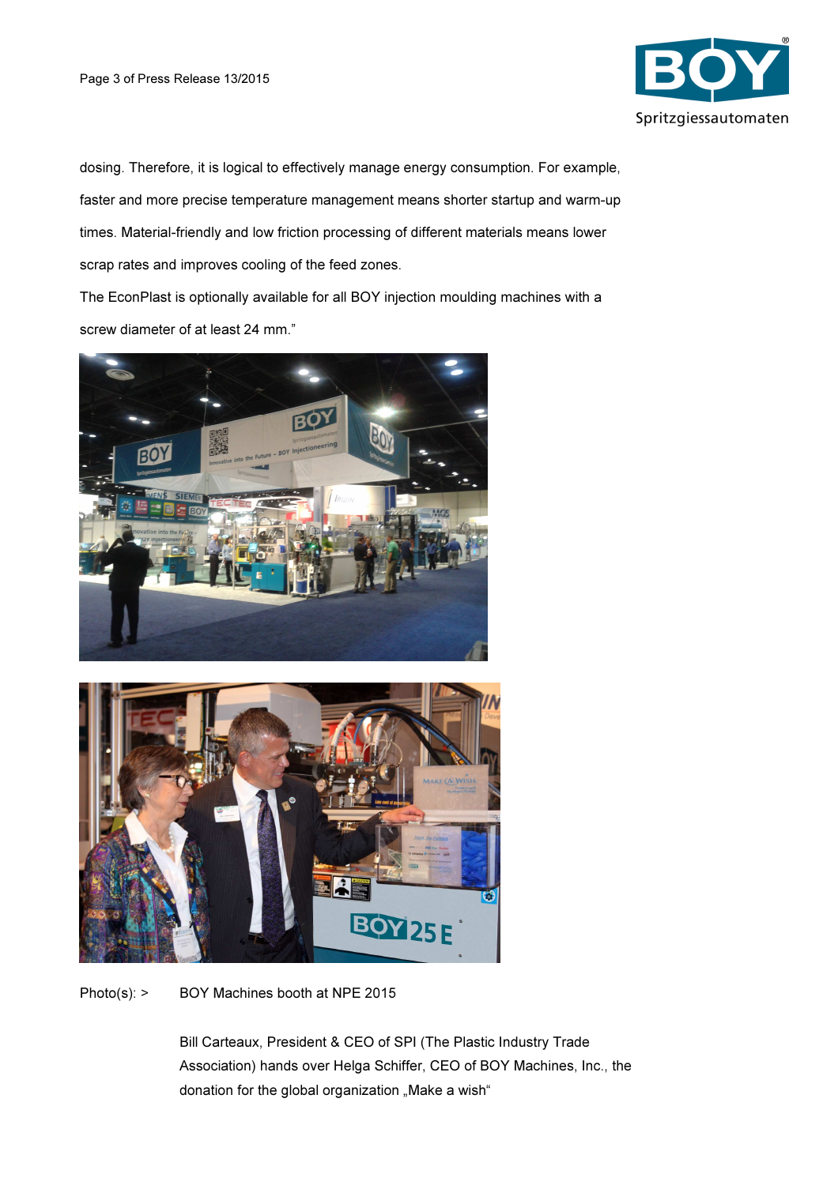dosing. Therefore, it is logical to effectively manage energy consumption. For example, faster and more precise temperature management means shorter startup and warm-up times. Material-friendly and low friction processing of different materials means lower scrap rates and improves cooling of the feed zones.

The EconPlast is optionally available for all BOY injection moulding machines with a screw diameter of at least 24 mm."

Photo(s): > BOY Machines booth at NPE 2015

Bill Carteaux, President & CEO of SPI (The Plastic Industry Trade Association) hands over Helga Schiffer, CEO of BOY Machines, Inc., the donation for the global organization „Make a wish"